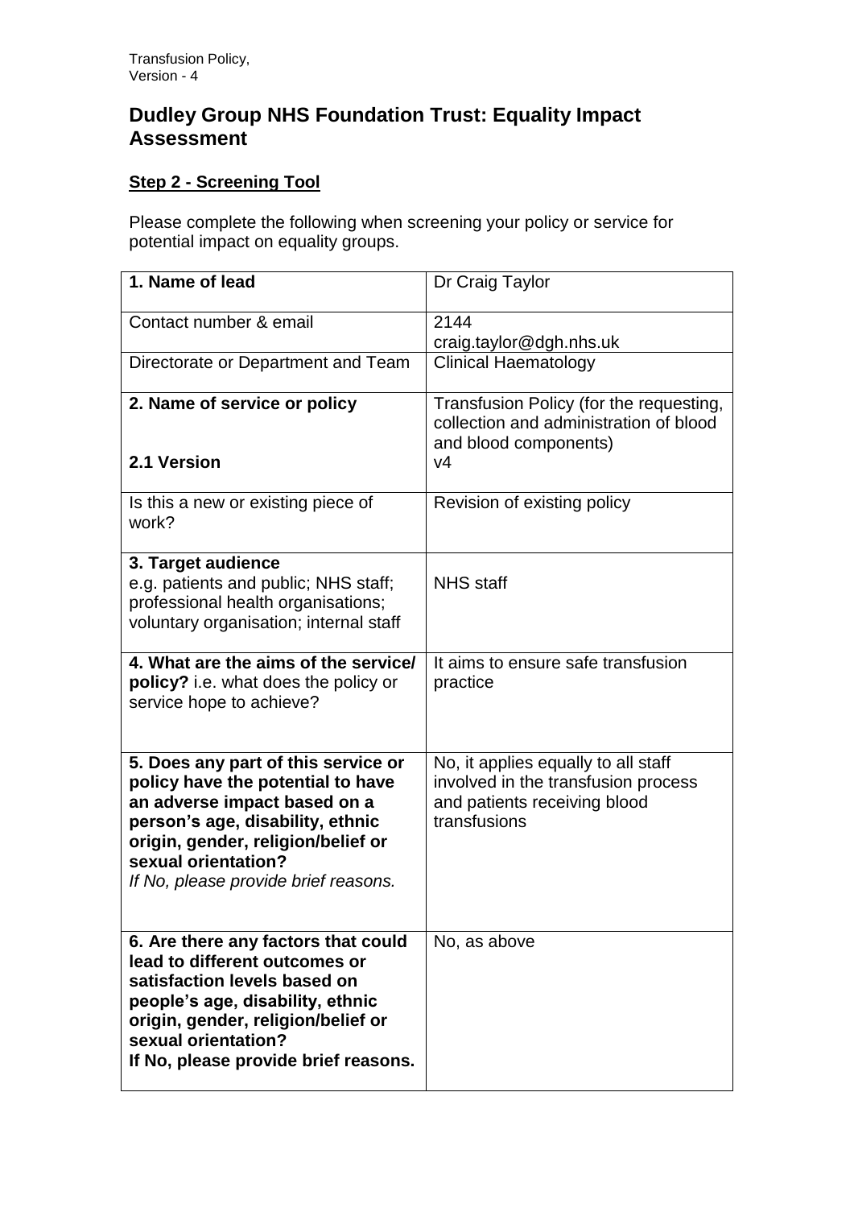# Dudley Group NHS Foundation Trust: Equality Impact Assessment

**Step 2 - Screening Tool**

Please complete the following when screening your policy or service for potential impact on equality groups.

| | |
|---|---|
| **1. Name of lead** | Dr Craig Taylor |
| Contact number & email | 2144<br>craig.taylor@dgh.nhs.uk |
| Directorate or Department and Team | Clinical Haematology |
| **2. Name of service or policy**<br><br>**2.1 Version** | Transfusion Policy (for the requesting, collection and administration of blood and blood components)<br>v4 |
| Is this a new or existing piece of work? | Revision of existing policy |
| **3. Target audience**<br>e.g. patients and public; NHS staff; professional health organisations; voluntary organisation; internal staff | NHS staff |
| **4. What are the aims of the service/ policy?** i.e. what does the policy or service hope to achieve? | It aims to ensure safe transfusion practice |
| **5. Does any part of this service or policy have the potential to have an adverse impact based on a person's age, disability, ethnic origin, gender, religion/belief or sexual orientation?**<br>*If No, please provide brief reasons.* | No, it applies equally to all staff involved in the transfusion process and patients receiving blood transfusions |
| **6. Are there any factors that could lead to different outcomes or satisfaction levels based on people's age, disability, ethnic origin, gender, religion/belief or sexual orientation?**<br>**If No, please provide brief reasons.** | No, as above |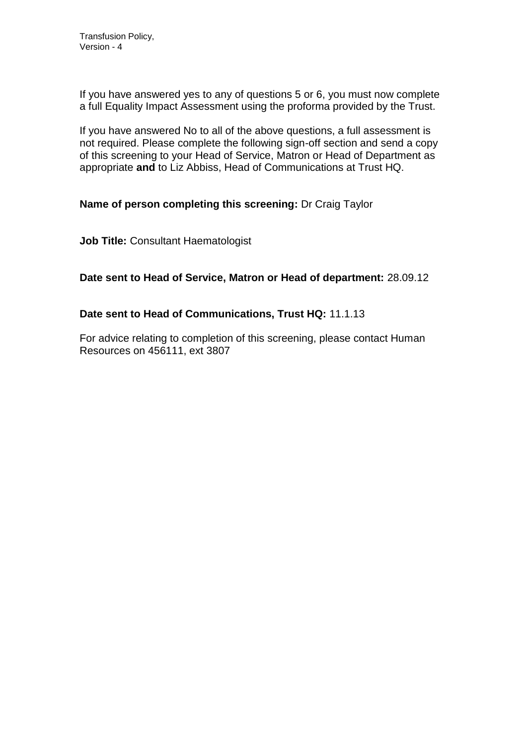If you have answered yes to any of questions 5 or 6, you must now complete a full Equality Impact Assessment using the proforma provided by the Trust.

If you have answered No to all of the above questions, a full assessment is not required. Please complete the following sign-off section and send a copy of this screening to your Head of Service, Matron or Head of Department as appropriate **and** to Liz Abbiss, Head of Communications at Trust HQ.

**Name of person completing this screening:** Dr Craig Taylor

**Job Title:** Consultant Haematologist

**Date sent to Head of Service, Matron or Head of department:** 28.09.12

**Date sent to Head of Communications, Trust HQ:** 11.1.13

For advice relating to completion of this screening, please contact Human Resources on 456111, ext 3807